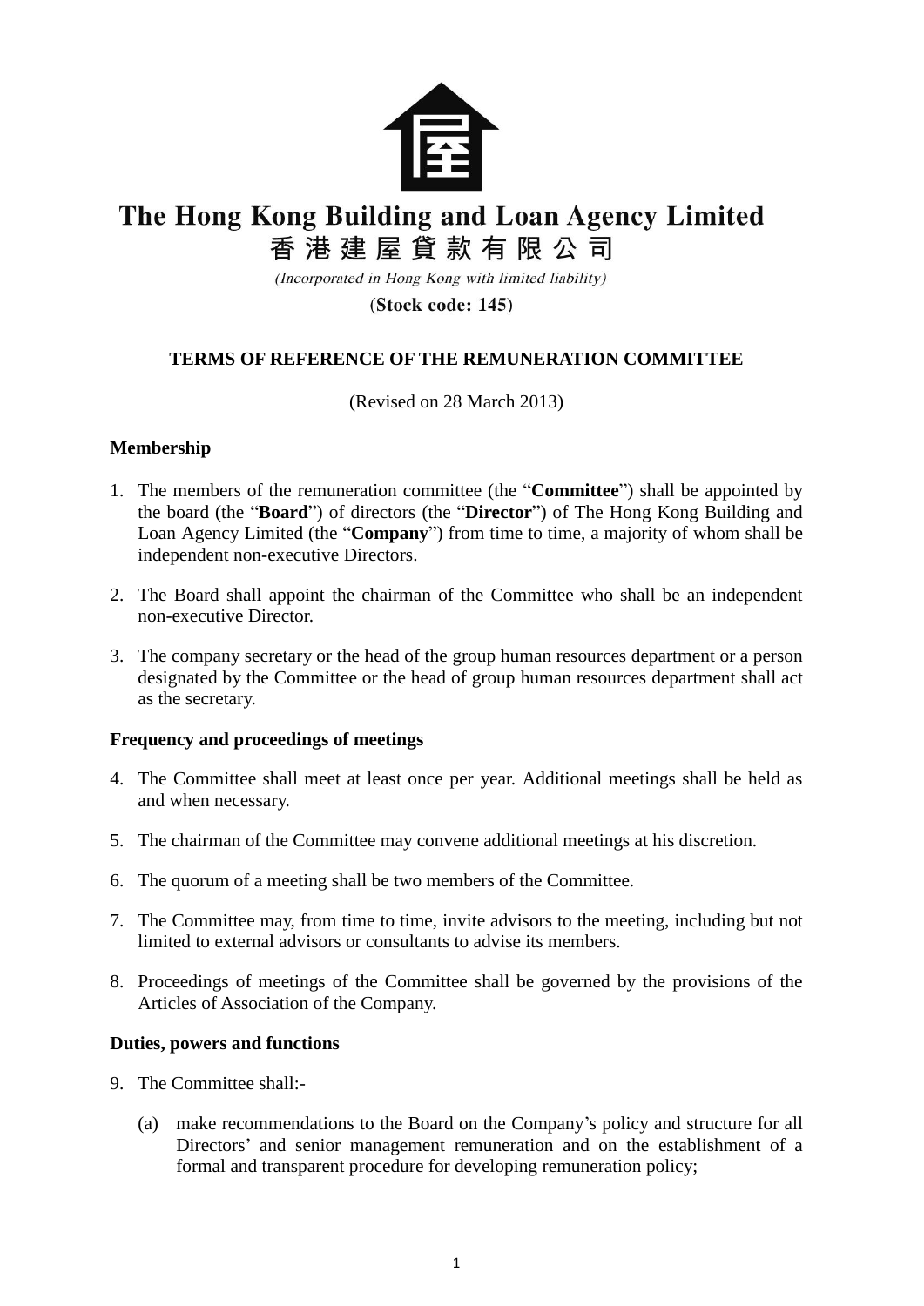# The Hong Kong Building and Loan Agency Limited

# 香港建屋貸款有限公司

*(Incorporated in Hong Kong with limited liability)*

**(Stock code: 145)**

## TERMS OF REFERENCE OF THE REMUNERATION COMMITTEE

(Revised on 28 March 2013)

### Membership

1. The members of the remuneration committee (the "**Committee**") shall be appointed by the board (the "**Board**") of directors (the "**Director**") of The Hong Kong Building and Loan Agency Limited (the "**Company**") from time to time, a majority of whom shall be independent non-executive Directors.

2. The Board shall appoint the chairman of the Committee who shall be an independent non-executive Director.

3. The company secretary or the head of the group human resources department or a person designated by the Committee or the head of group human resources department shall act as the secretary.

### Frequency and proceedings of meetings

4. The Committee shall meet at least once per year. Additional meetings shall be held as and when necessary.

5. The chairman of the Committee may convene additional meetings at his discretion.

6. The quorum of a meeting shall be two members of the Committee.

7. The Committee may, from time to time, invite advisors to the meeting, including but not limited to external advisors or consultants to advise its members.

8. Proceedings of meetings of the Committee shall be governed by the provisions of the Articles of Association of the Company.

### Duties, powers and functions

9. The Committee shall:-

   (a) make recommendations to the Board on the Company's policy and structure for all Directors' and senior management remuneration and on the establishment of a formal and transparent procedure for developing remuneration policy;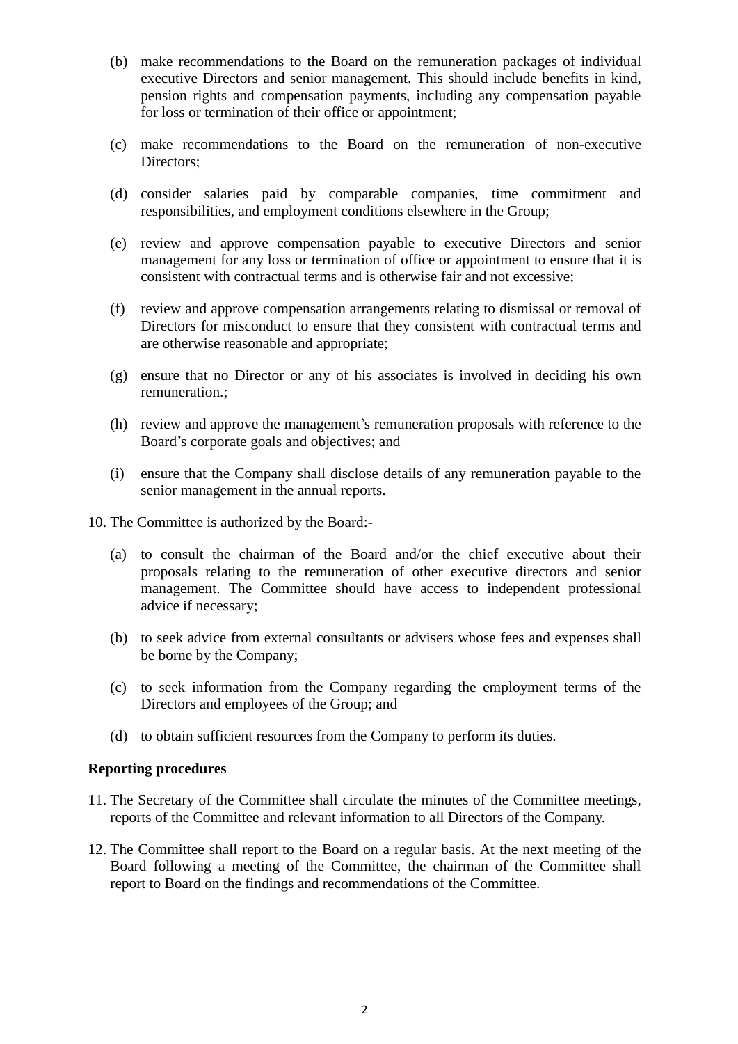(b) make recommendations to the Board on the remuneration packages of individual executive Directors and senior management. This should include benefits in kind, pension rights and compensation payments, including any compensation payable for loss or termination of their office or appointment;

(c) make recommendations to the Board on the remuneration of non-executive Directors;

(d) consider salaries paid by comparable companies, time commitment and responsibilities, and employment conditions elsewhere in the Group;

(e) review and approve compensation payable to executive Directors and senior management for any loss or termination of office or appointment to ensure that it is consistent with contractual terms and is otherwise fair and not excessive;

(f) review and approve compensation arrangements relating to dismissal or removal of Directors for misconduct to ensure that they consistent with contractual terms and are otherwise reasonable and appropriate;

(g) ensure that no Director or any of his associates is involved in deciding his own remuneration.;

(h) review and approve the management's remuneration proposals with reference to the Board's corporate goals and objectives; and

(i) ensure that the Company shall disclose details of any remuneration payable to the senior management in the annual reports.

10. The Committee is authorized by the Board:-

(a) to consult the chairman of the Board and/or the chief executive about their proposals relating to the remuneration of other executive directors and senior management. The Committee should have access to independent professional advice if necessary;

(b) to seek advice from external consultants or advisers whose fees and expenses shall be borne by the Company;

(c) to seek information from the Company regarding the employment terms of the Directors and employees of the Group; and

(d) to obtain sufficient resources from the Company to perform its duties.

**Reporting procedures**

11. The Secretary of the Committee shall circulate the minutes of the Committee meetings, reports of the Committee and relevant information to all Directors of the Company.

12. The Committee shall report to the Board on a regular basis. At the next meeting of the Board following a meeting of the Committee, the chairman of the Committee shall report to Board on the findings and recommendations of the Committee.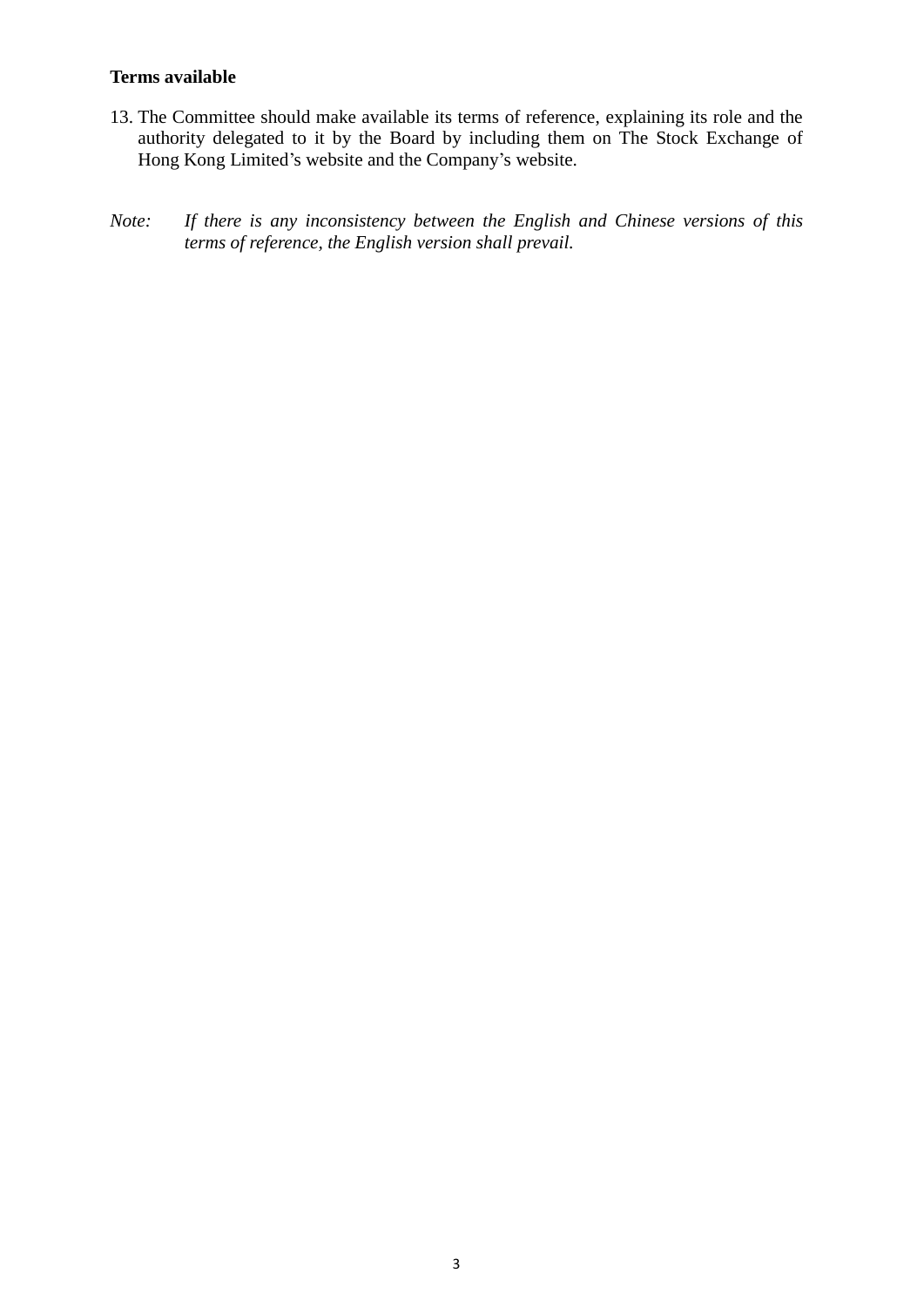**Terms available**

13. The Committee should make available its terms of reference, explaining its role and the authority delegated to it by the Board by including them on The Stock Exchange of Hong Kong Limited's website and the Company's website.

*Note: If there is any inconsistency between the English and Chinese versions of this terms of reference, the English version shall prevail.*